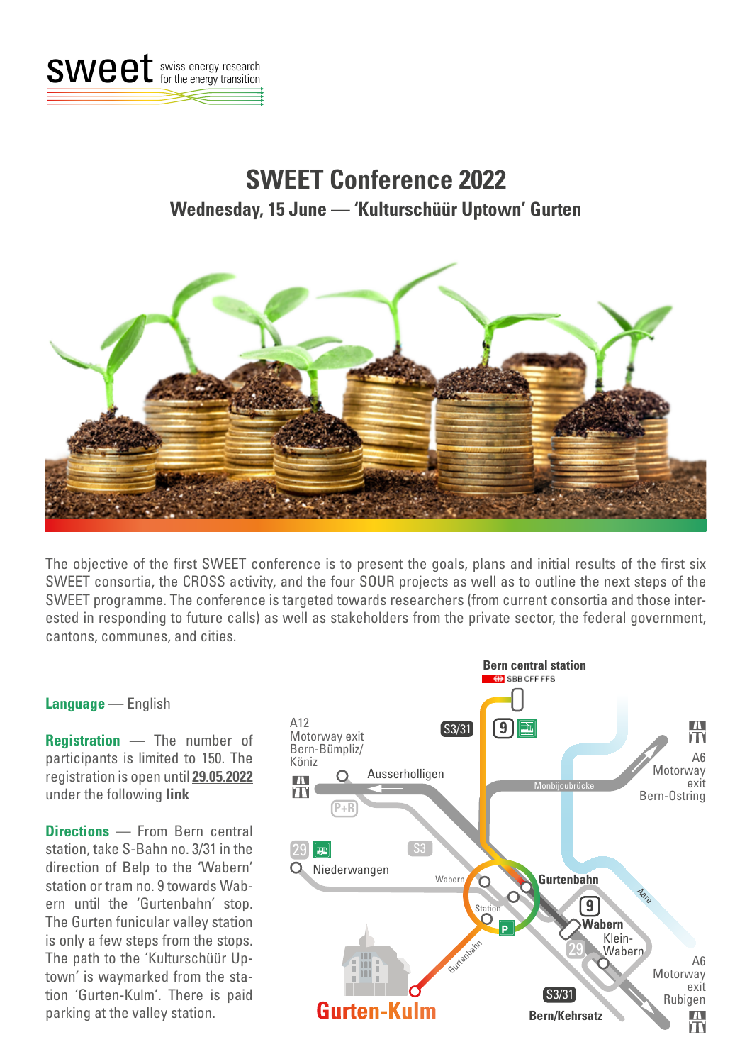sweet swiss energy research for the energy transition

# SWEET Conference 2022

## Wednesday, 15 June — 'Kulturschüür Uptown' Gurten

The objective of the first SWEET conference is to present the goals, plans and initial results of the first six SWEET consortia, the CROSS activity, and the four SOUR projects as well as to outline the next steps of the SWEET programme. The conference is targeted towards researchers (from current consortia and those interested in responding to future calls) as well as stakeholders from the private sector, the federal government, cantons, communes, and cities.

**Language** — English

**Registration** — The number of participants is limited to 150. The registration is open until **29.05.2022** under the following **link**

**Directions** — From Bern central station, take S-Bahn no. 3/31 in the direction of Belp to the 'Wabern' station or tram no. 9 towards Wabern until the 'Gurtenbahn' stop. The Gurten funicular valley station is only a few steps from the stops. The path to the 'Kulturschüür Uptown' is waymarked from the station 'Gurten-Kulm'. There is paid parking at the valley station.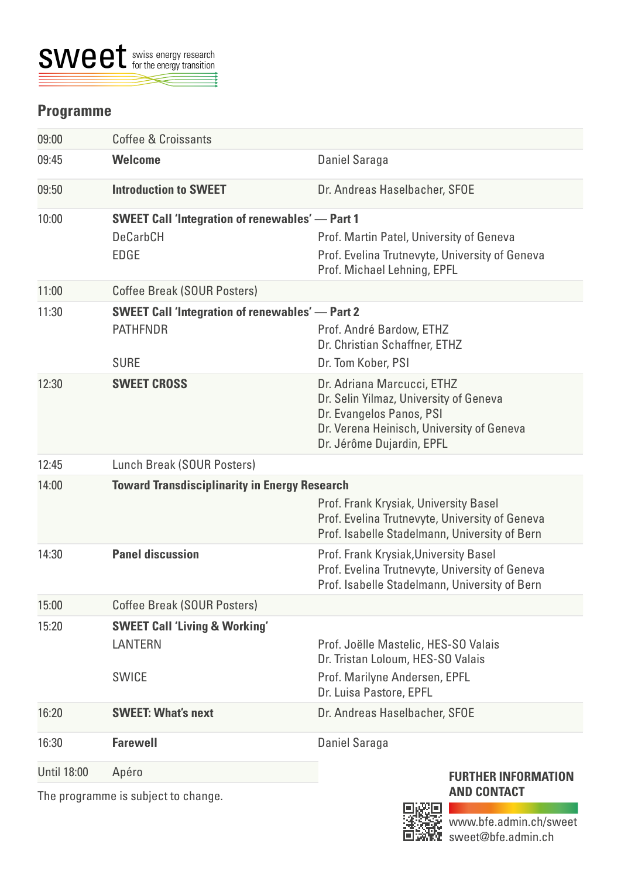sweet swiss energy research for the energy transition

## Programme

| | | |
|---|---|---|
| 09:00 | Coffee & Croissants | |
| 09:45 | **Welcome** | Daniel Saraga |
| 09:50 | **Introduction to SWEET** | Dr. Andreas Haselbacher, SFOE |
| 10:00 | **SWEET Call 'Integration of renewables' — Part 1** | |
| | DeCarbCH | Prof. Martin Patel, University of Geneva |
| | EDGE | Prof. Evelina Trutnevyte, University of Geneva<br>Prof. Michael Lehning, EPFL |
| 11:00 | Coffee Break (SOUR Posters) | |
| 11:30 | **SWEET Call 'Integration of renewables' — Part 2** | |
| | PATHFNDR | Prof. André Bardow, ETHZ<br>Dr. Christian Schaffner, ETHZ |
| | SURE | Dr. Tom Kober, PSI |
| 12:30 | **SWEET CROSS** | Dr. Adriana Marcucci, ETHZ<br>Dr. Selin Yilmaz, University of Geneva<br>Dr. Evangelos Panos, PSI<br>Dr. Verena Heinisch, University of Geneva<br>Dr. Jérôme Dujardin, EPFL |
| 12:45 | Lunch Break (SOUR Posters) | |
| 14:00 | **Toward Transdisciplinarity in Energy Research** | |
| | | Prof. Frank Krysiak, University Basel<br>Prof. Evelina Trutnevyte, University of Geneva<br>Prof. Isabelle Stadelmann, University of Bern |
| 14:30 | **Panel discussion** | Prof. Frank Krysiak,University Basel<br>Prof. Evelina Trutnevyte, University of Geneva<br>Prof. Isabelle Stadelmann, University of Bern |
| 15:00 | Coffee Break (SOUR Posters) | |
| 15:20 | **SWEET Call 'Living & Working'** | |
| | LANTERN | Prof. Joëlle Mastelic, HES-SO Valais<br>Dr. Tristan Loloum, HES-SO Valais |
| | SWICE | Prof. Marilyne Andersen, EPFL<br>Dr. Luisa Pastore, EPFL |
| 16:20 | **SWEET: What's next** | Dr. Andreas Haselbacher, SFOE |
| 16:30 | **Farewell** | Daniel Saraga |
| Until 18:00 | Apéro | |

The programme is subject to change.

**FURTHER INFORMATION AND CONTACT**

www.bfe.admin.ch/sweet
sweet@bfe.admin.ch